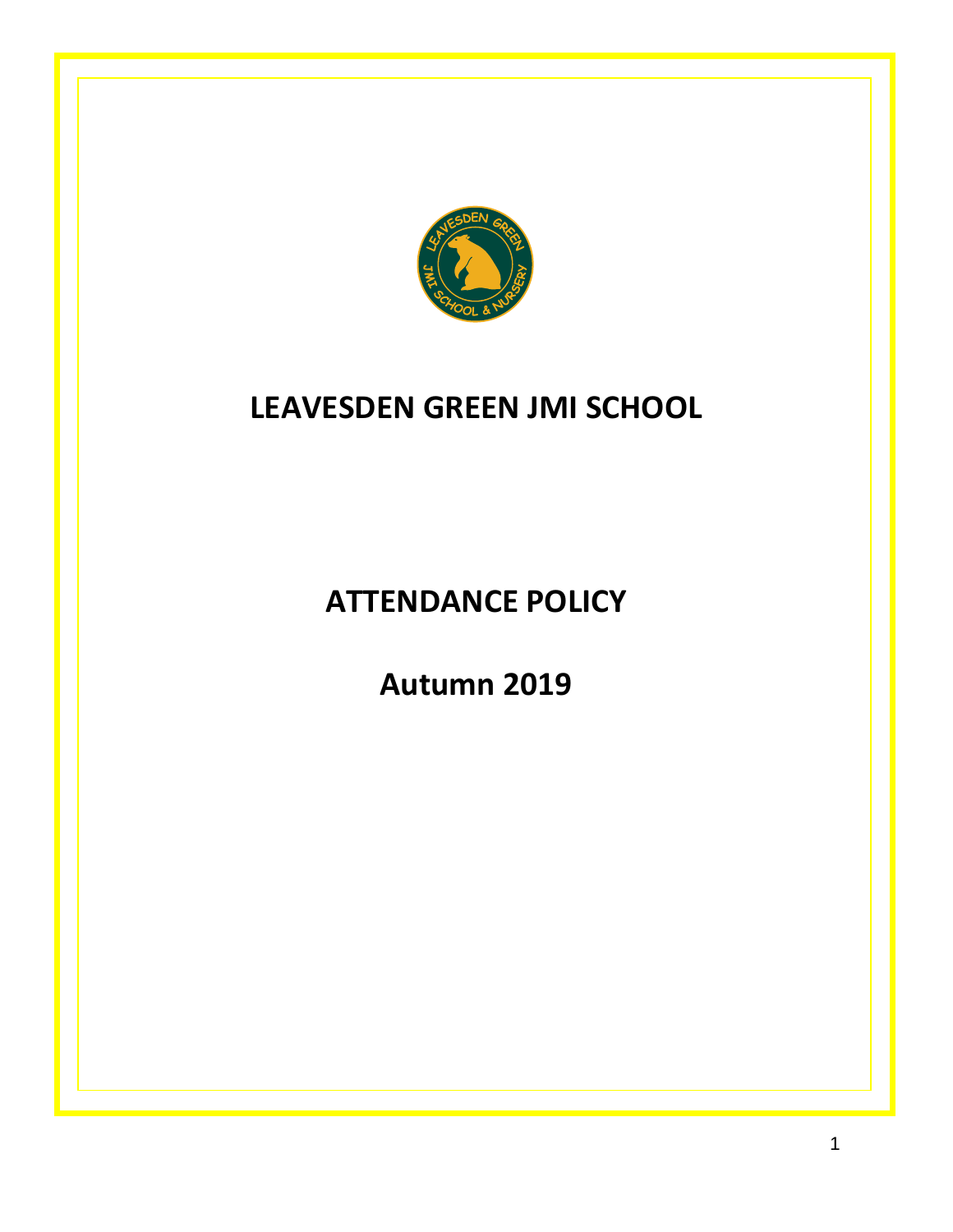# LEAVESDEN GREEN JMI SCHOOL

# ATTENDANCE POLICY

# Autumn 2019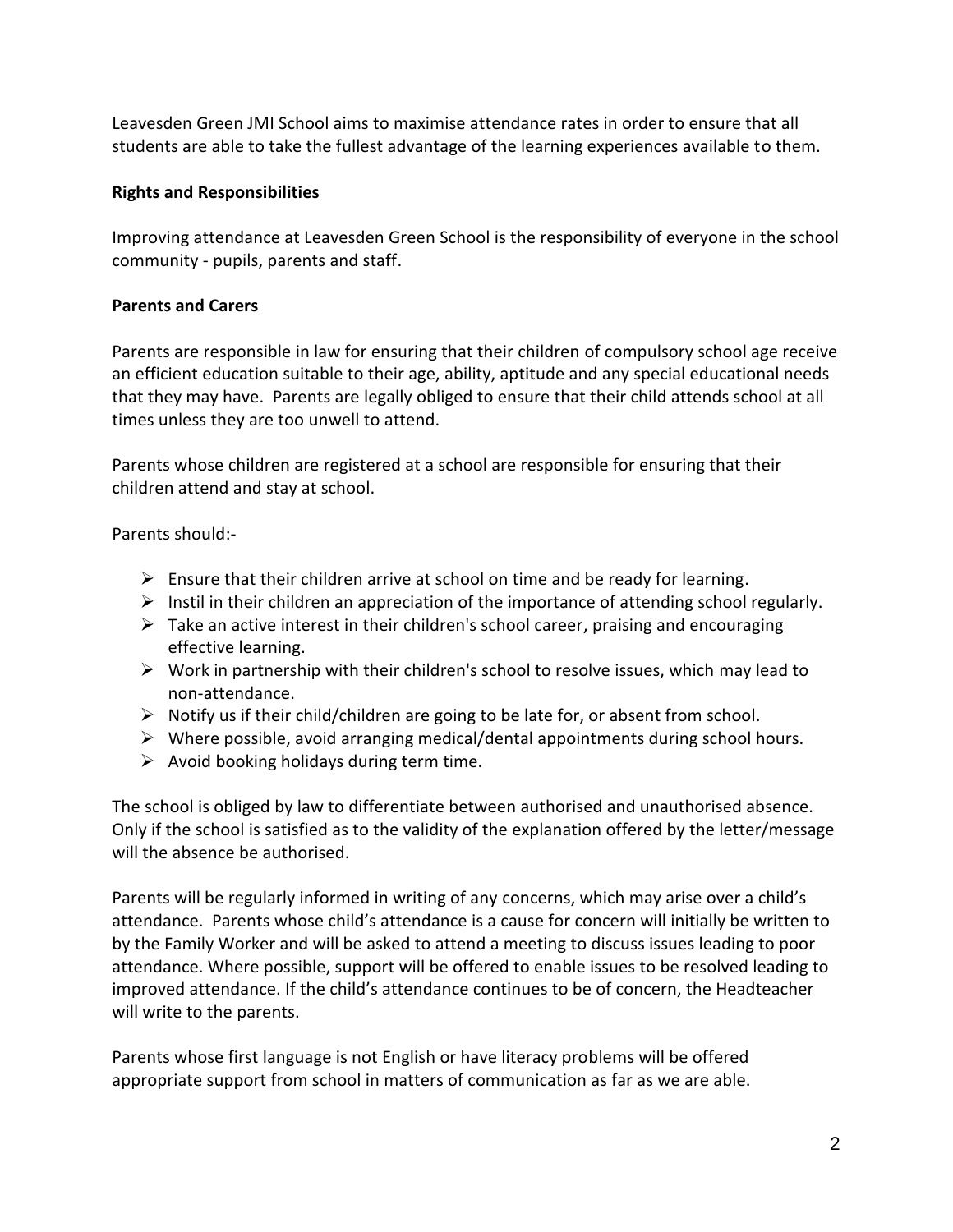Leavesden Green JMI School aims to maximise attendance rates in order to ensure that all students are able to take the fullest advantage of the learning experiences available to them.

**Rights and Responsibilities**

Improving attendance at Leavesden Green School is the responsibility of everyone in the school community - pupils, parents and staff.

**Parents and Carers**

Parents are responsible in law for ensuring that their children of compulsory school age receive an efficient education suitable to their age, ability, aptitude and any special educational needs that they may have. Parents are legally obliged to ensure that their child attends school at all times unless they are too unwell to attend.

Parents whose children are registered at a school are responsible for ensuring that their children attend and stay at school.

Parents should:-

- Ensure that their children arrive at school on time and be ready for learning.
- Instil in their children an appreciation of the importance of attending school regularly.
- Take an active interest in their children's school career, praising and encouraging effective learning.
- Work in partnership with their children's school to resolve issues, which may lead to non-attendance.
- Notify us if their child/children are going to be late for, or absent from school.
- Where possible, avoid arranging medical/dental appointments during school hours.
- Avoid booking holidays during term time.

The school is obliged by law to differentiate between authorised and unauthorised absence. Only if the school is satisfied as to the validity of the explanation offered by the letter/message will the absence be authorised.

Parents will be regularly informed in writing of any concerns, which may arise over a child's attendance. Parents whose child's attendance is a cause for concern will initially be written to by the Family Worker and will be asked to attend a meeting to discuss issues leading to poor attendance. Where possible, support will be offered to enable issues to be resolved leading to improved attendance. If the child's attendance continues to be of concern, the Headteacher will write to the parents.

Parents whose first language is not English or have literacy problems will be offered appropriate support from school in matters of communication as far as we are able.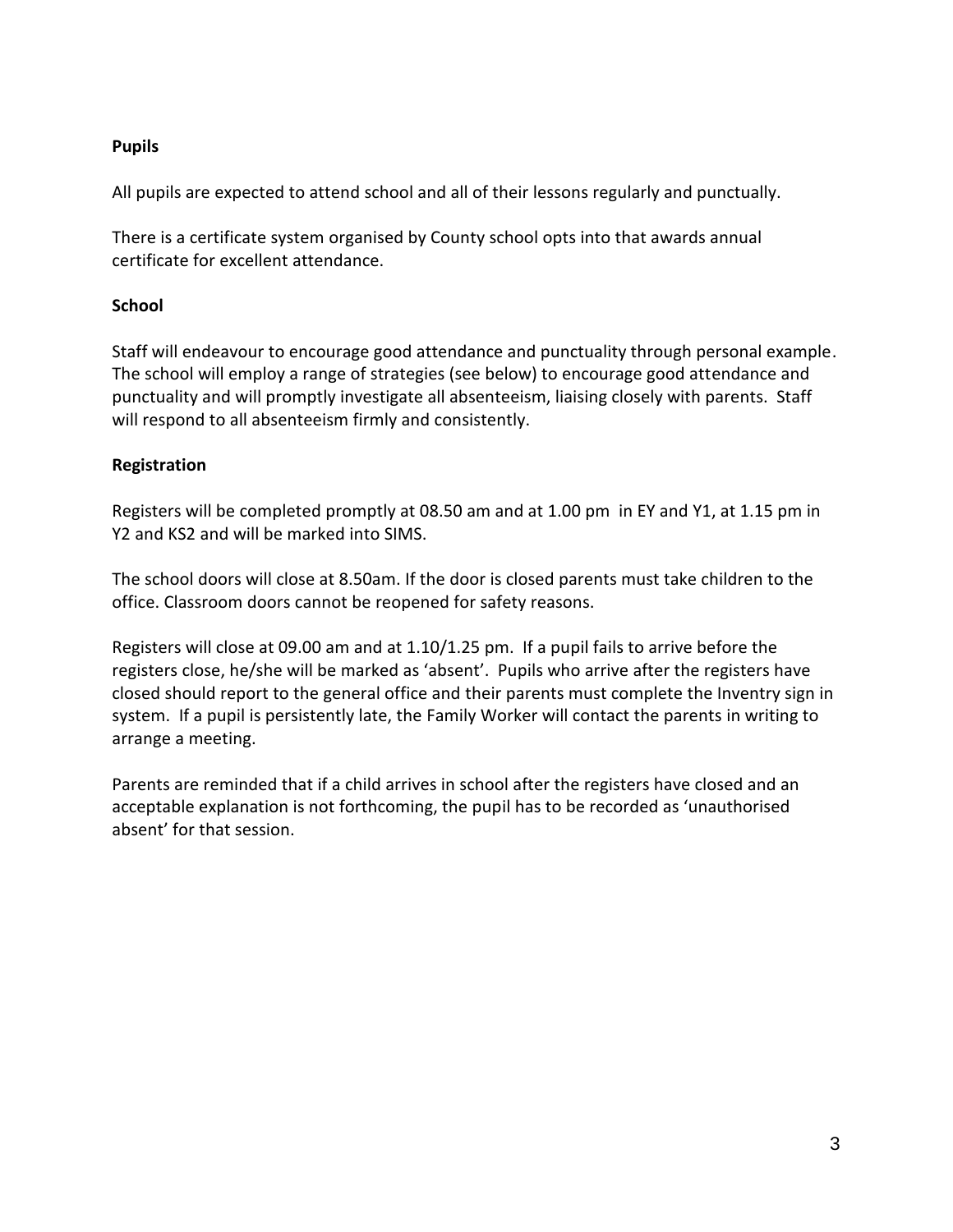**Pupils**

All pupils are expected to attend school and all of their lessons regularly and punctually.

There is a certificate system organised by County school opts into that awards annual certificate for excellent attendance.

**School**

Staff will endeavour to encourage good attendance and punctuality through personal example. The school will employ a range of strategies (see below) to encourage good attendance and punctuality and will promptly investigate all absenteeism, liaising closely with parents. Staff will respond to all absenteeism firmly and consistently.

**Registration**

Registers will be completed promptly at 08.50 am and at 1.00 pm in EY and Y1, at 1.15 pm in Y2 and KS2 and will be marked into SIMS.

The school doors will close at 8.50am. If the door is closed parents must take children to the office. Classroom doors cannot be reopened for safety reasons.

Registers will close at 09.00 am and at 1.10/1.25 pm. If a pupil fails to arrive before the registers close, he/she will be marked as 'absent'. Pupils who arrive after the registers have closed should report to the general office and their parents must complete the Inventry sign in system. If a pupil is persistently late, the Family Worker will contact the parents in writing to arrange a meeting.

Parents are reminded that if a child arrives in school after the registers have closed and an acceptable explanation is not forthcoming, the pupil has to be recorded as 'unauthorised absent' for that session.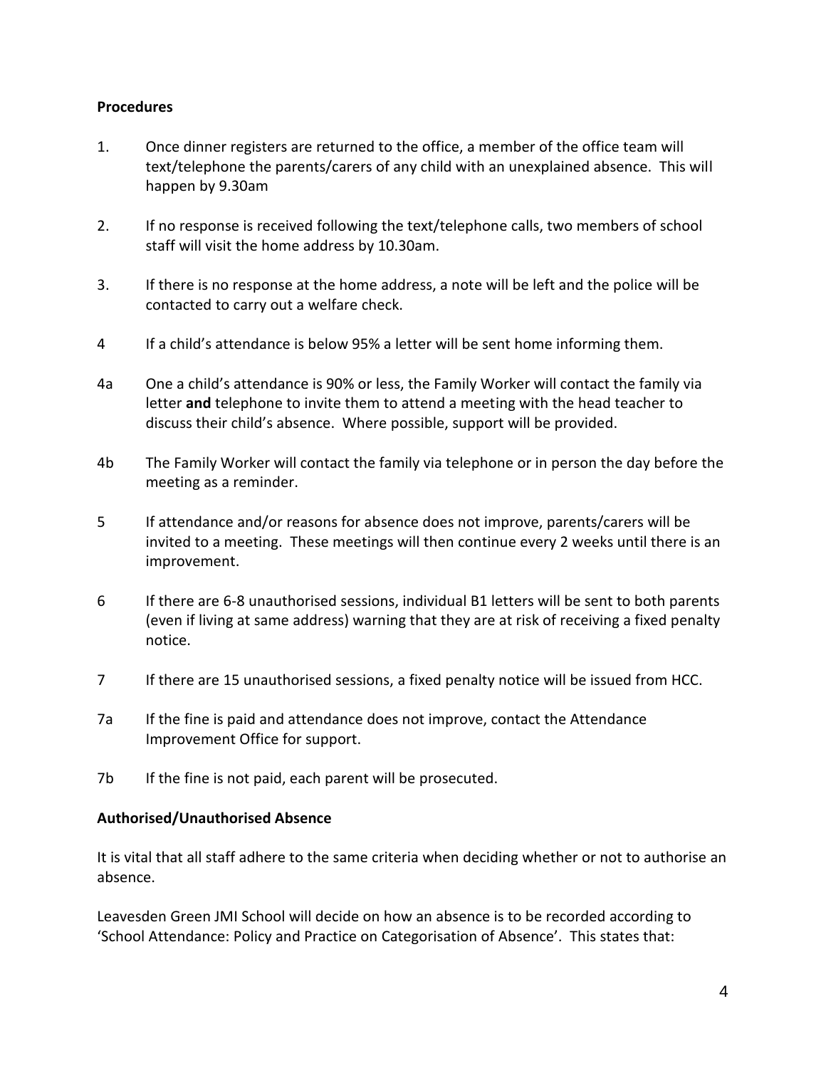**Procedures**

1. Once dinner registers are returned to the office, a member of the office team will text/telephone the parents/carers of any child with an unexplained absence. This will happen by 9.30am

2. If no response is received following the text/telephone calls, two members of school staff will visit the home address by 10.30am.

3. If there is no response at the home address, a note will be left and the police will be contacted to carry out a welfare check.

4 If a child's attendance is below 95% a letter will be sent home informing them.

4a One a child's attendance is 90% or less, the Family Worker will contact the family via letter **and** telephone to invite them to attend a meeting with the head teacher to discuss their child's absence. Where possible, support will be provided.

4b The Family Worker will contact the family via telephone or in person the day before the meeting as a reminder.

5 If attendance and/or reasons for absence does not improve, parents/carers will be invited to a meeting. These meetings will then continue every 2 weeks until there is an improvement.

6 If there are 6-8 unauthorised sessions, individual B1 letters will be sent to both parents (even if living at same address) warning that they are at risk of receiving a fixed penalty notice.

7 If there are 15 unauthorised sessions, a fixed penalty notice will be issued from HCC.

7a If the fine is paid and attendance does not improve, contact the Attendance Improvement Office for support.

7b If the fine is not paid, each parent will be prosecuted.

**Authorised/Unauthorised Absence**

It is vital that all staff adhere to the same criteria when deciding whether or not to authorise an absence.

Leavesden Green JMI School will decide on how an absence is to be recorded according to 'School Attendance: Policy and Practice on Categorisation of Absence'. This states that: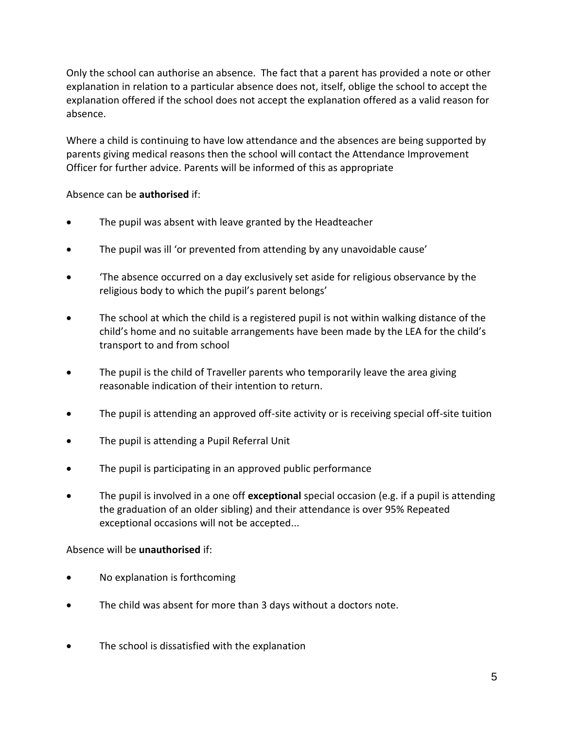Only the school can authorise an absence. The fact that a parent has provided a note or other explanation in relation to a particular absence does not, itself, oblige the school to accept the explanation offered if the school does not accept the explanation offered as a valid reason for absence.

Where a child is continuing to have low attendance and the absences are being supported by parents giving medical reasons then the school will contact the Attendance Improvement Officer for further advice. Parents will be informed of this as appropriate

Absence can be **authorised** if:

- The pupil was absent with leave granted by the Headteacher
- The pupil was ill 'or prevented from attending by any unavoidable cause'
- 'The absence occurred on a day exclusively set aside for religious observance by the religious body to which the pupil's parent belongs'
- The school at which the child is a registered pupil is not within walking distance of the child's home and no suitable arrangements have been made by the LEA for the child's transport to and from school
- The pupil is the child of Traveller parents who temporarily leave the area giving reasonable indication of their intention to return.
- The pupil is attending an approved off-site activity or is receiving special off-site tuition
- The pupil is attending a Pupil Referral Unit
- The pupil is participating in an approved public performance
- The pupil is involved in a one off **exceptional** special occasion (e.g. if a pupil is attending the graduation of an older sibling) and their attendance is over 95% Repeated exceptional occasions will not be accepted...

Absence will be **unauthorised** if:

- No explanation is forthcoming
- The child was absent for more than 3 days without a doctors note.
- The school is dissatisfied with the explanation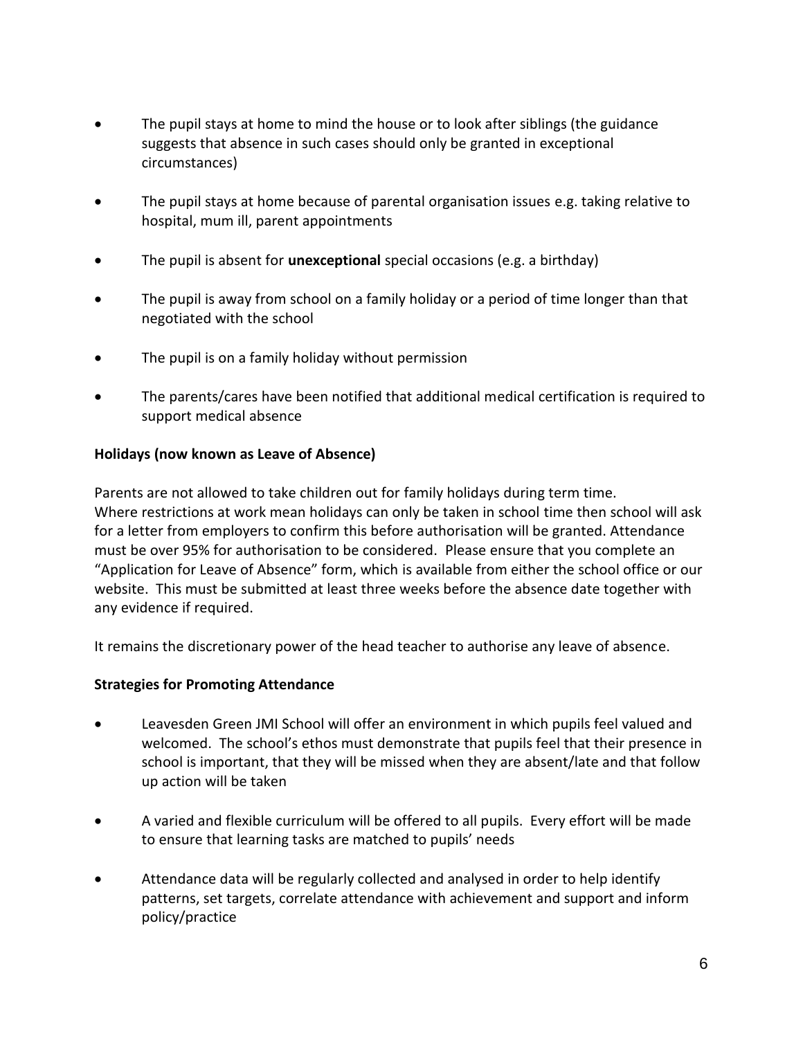- The pupil stays at home to mind the house or to look after siblings (the guidance suggests that absence in such cases should only be granted in exceptional circumstances)

- The pupil stays at home because of parental organisation issues e.g. taking relative to hospital, mum ill, parent appointments

- The pupil is absent for **unexceptional** special occasions (e.g. a birthday)

- The pupil is away from school on a family holiday or a period of time longer than that negotiated with the school

- The pupil is on a family holiday without permission

- The parents/cares have been notified that additional medical certification is required to support medical absence

**Holidays (now known as Leave of Absence)**

Parents are not allowed to take children out for family holidays during term time. Where restrictions at work mean holidays can only be taken in school time then school will ask for a letter from employers to confirm this before authorisation will be granted. Attendance must be over 95% for authorisation to be considered. Please ensure that you complete an "Application for Leave of Absence" form, which is available from either the school office or our website. This must be submitted at least three weeks before the absence date together with any evidence if required.

It remains the discretionary power of the head teacher to authorise any leave of absence.

**Strategies for Promoting Attendance**

- Leavesden Green JMI School will offer an environment in which pupils feel valued and welcomed. The school's ethos must demonstrate that pupils feel that their presence in school is important, that they will be missed when they are absent/late and that follow up action will be taken

- A varied and flexible curriculum will be offered to all pupils. Every effort will be made to ensure that learning tasks are matched to pupils' needs

- Attendance data will be regularly collected and analysed in order to help identify patterns, set targets, correlate attendance with achievement and support and inform policy/practice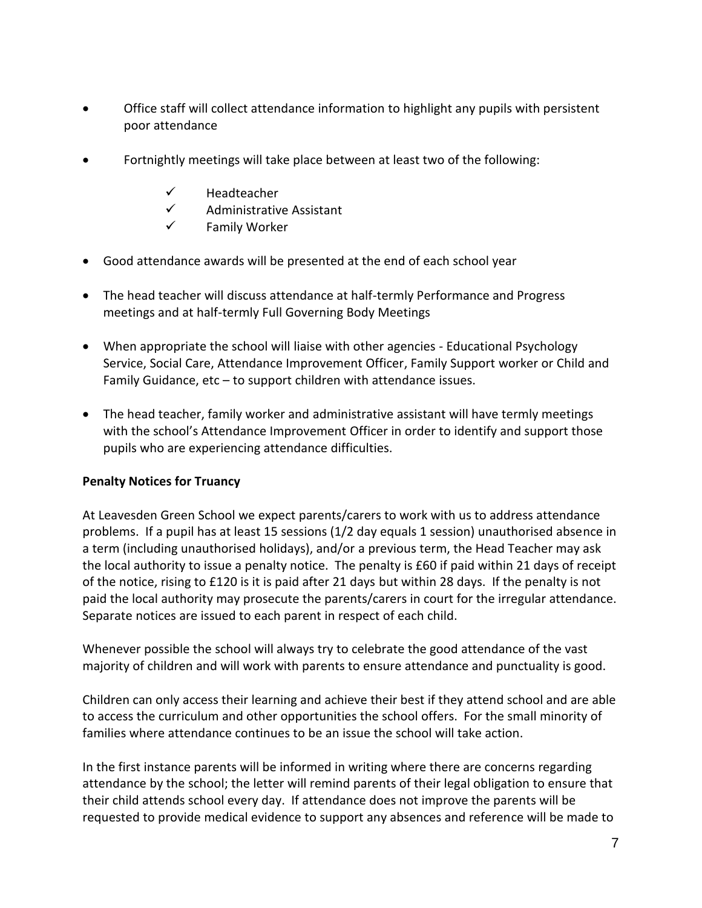- Office staff will collect attendance information to highlight any pupils with persistent poor attendance

- Fortnightly meetings will take place between at least two of the following:

  - ✓ Headteacher
  - ✓ Administrative Assistant
  - ✓ Family Worker

- Good attendance awards will be presented at the end of each school year

- The head teacher will discuss attendance at half-termly Performance and Progress meetings and at half-termly Full Governing Body Meetings

- When appropriate the school will liaise with other agencies - Educational Psychology Service, Social Care, Attendance Improvement Officer, Family Support worker or Child and Family Guidance, etc – to support children with attendance issues.

- The head teacher, family worker and administrative assistant will have termly meetings with the school's Attendance Improvement Officer in order to identify and support those pupils who are experiencing attendance difficulties.

**Penalty Notices for Truancy**

At Leavesden Green School we expect parents/carers to work with us to address attendance problems. If a pupil has at least 15 sessions (1/2 day equals 1 session) unauthorised absence in a term (including unauthorised holidays), and/or a previous term, the Head Teacher may ask the local authority to issue a penalty notice. The penalty is £60 if paid within 21 days of receipt of the notice, rising to £120 is it is paid after 21 days but within 28 days. If the penalty is not paid the local authority may prosecute the parents/carers in court for the irregular attendance. Separate notices are issued to each parent in respect of each child.

Whenever possible the school will always try to celebrate the good attendance of the vast majority of children and will work with parents to ensure attendance and punctuality is good.

Children can only access their learning and achieve their best if they attend school and are able to access the curriculum and other opportunities the school offers. For the small minority of families where attendance continues to be an issue the school will take action.

In the first instance parents will be informed in writing where there are concerns regarding attendance by the school; the letter will remind parents of their legal obligation to ensure that their child attends school every day. If attendance does not improve the parents will be requested to provide medical evidence to support any absences and reference will be made to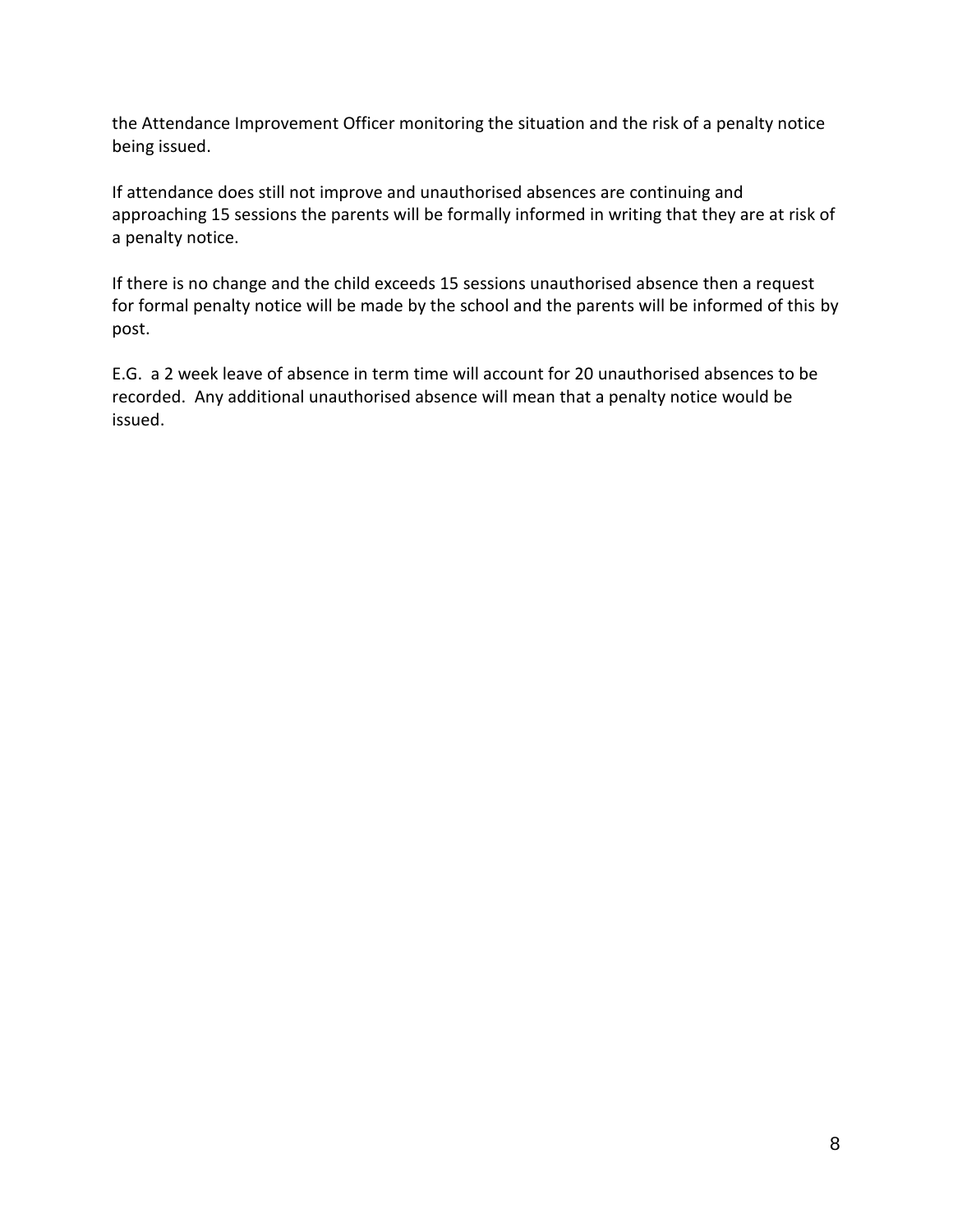the Attendance Improvement Officer monitoring the situation and the risk of a penalty notice being issued.

If attendance does still not improve and unauthorised absences are continuing and approaching 15 sessions the parents will be formally informed in writing that they are at risk of a penalty notice.

If there is no change and the child exceeds 15 sessions unauthorised absence then a request for formal penalty notice will be made by the school and the parents will be informed of this by post.

E.G. a 2 week leave of absence in term time will account for 20 unauthorised absences to be recorded. Any additional unauthorised absence will mean that a penalty notice would be issued.